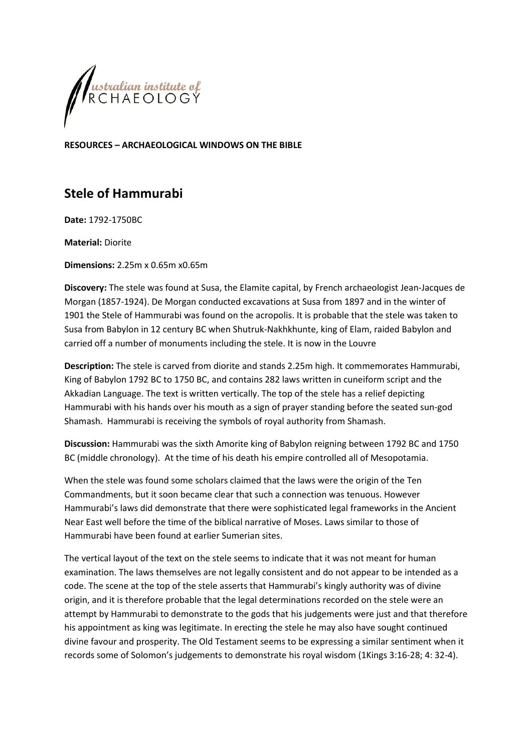Australian institute of ARCHAEOLOGY

**RESOURCES – ARCHAEOLOGICAL WINDOWS ON THE BIBLE**

# Stele of Hammurabi

**Date:** 1792-1750BC

**Material:** Diorite

**Dimensions:** 2.25m x 0.65m x0.65m

**Discovery:** The stele was found at Susa, the Elamite capital, by French archaeologist Jean-Jacques de Morgan (1857-1924). De Morgan conducted excavations at Susa from 1897 and in the winter of 1901 the Stele of Hammurabi was found on the acropolis. It is probable that the stele was taken to Susa from Babylon in 12 century BC when Shutruk-Nakhkhunte, king of Elam, raided Babylon and carried off a number of monuments including the stele. It is now in the Louvre

**Description:** The stele is carved from diorite and stands 2.25m high. It commemorates Hammurabi, King of Babylon 1792 BC to 1750 BC, and contains 282 laws written in cuneiform script and the Akkadian Language. The text is written vertically. The top of the stele has a relief depicting Hammurabi with his hands over his mouth as a sign of prayer standing before the seated sun-god Shamash. Hammurabi is receiving the symbols of royal authority from Shamash.

**Discussion:** Hammurabi was the sixth Amorite king of Babylon reigning between 1792 BC and 1750 BC (middle chronology). At the time of his death his empire controlled all of Mesopotamia.

When the stele was found some scholars claimed that the laws were the origin of the Ten Commandments, but it soon became clear that such a connection was tenuous. However Hammurabi's laws did demonstrate that there were sophisticated legal frameworks in the Ancient Near East well before the time of the biblical narrative of Moses. Laws similar to those of Hammurabi have been found at earlier Sumerian sites.

The vertical layout of the text on the stele seems to indicate that it was not meant for human examination. The laws themselves are not legally consistent and do not appear to be intended as a code. The scene at the top of the stele asserts that Hammurabi's kingly authority was of divine origin, and it is therefore probable that the legal determinations recorded on the stele were an attempt by Hammurabi to demonstrate to the gods that his judgements were just and that therefore his appointment as king was legitimate. In erecting the stele he may also have sought continued divine favour and prosperity. The Old Testament seems to be expressing a similar sentiment when it records some of Solomon's judgements to demonstrate his royal wisdom (1Kings 3:16-28; 4: 32-4).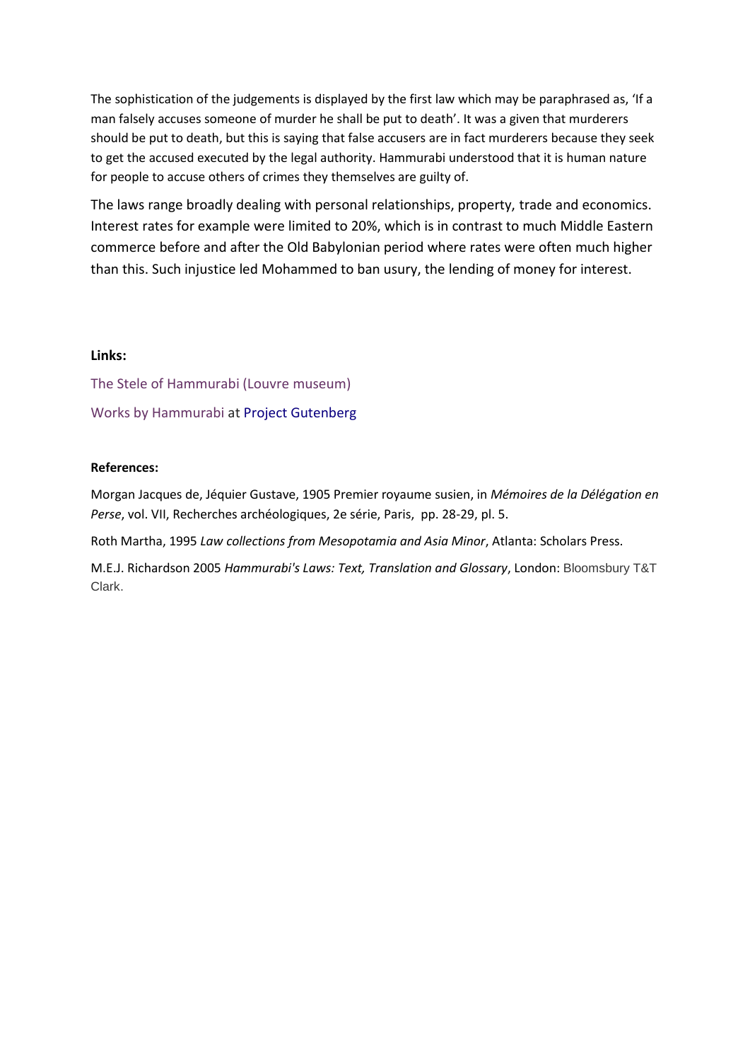The sophistication of the judgements is displayed by the first law which may be paraphrased as, 'If a man falsely accuses someone of murder he shall be put to death'. It was a given that murderers should be put to death, but this is saying that false accusers are in fact murderers because they seek to get the accused executed by the legal authority. Hammurabi understood that it is human nature for people to accuse others of crimes they themselves are guilty of.

The laws range broadly dealing with personal relationships, property, trade and economics. Interest rates for example were limited to 20%, which is in contrast to much Middle Eastern commerce before and after the Old Babylonian period where rates were often much higher than this. Such injustice led Mohammed to ban usury, the lending of money for interest.

**Links:**

The Stele of Hammurabi (Louvre museum)

Works by Hammurabi at Project Gutenberg

**References:**

Morgan Jacques de, Jéquier Gustave, 1905 Premier royaume susien, in *Mémoires de la Délégation en Perse*, vol. VII, Recherches archéologiques, 2e série, Paris, pp. 28-29, pl. 5.

Roth Martha, 1995 *Law collections from Mesopotamia and Asia Minor*, Atlanta: Scholars Press.

M.E.J. Richardson 2005 *Hammurabi's Laws: Text, Translation and Glossary*, London: Bloomsbury T&T Clark.